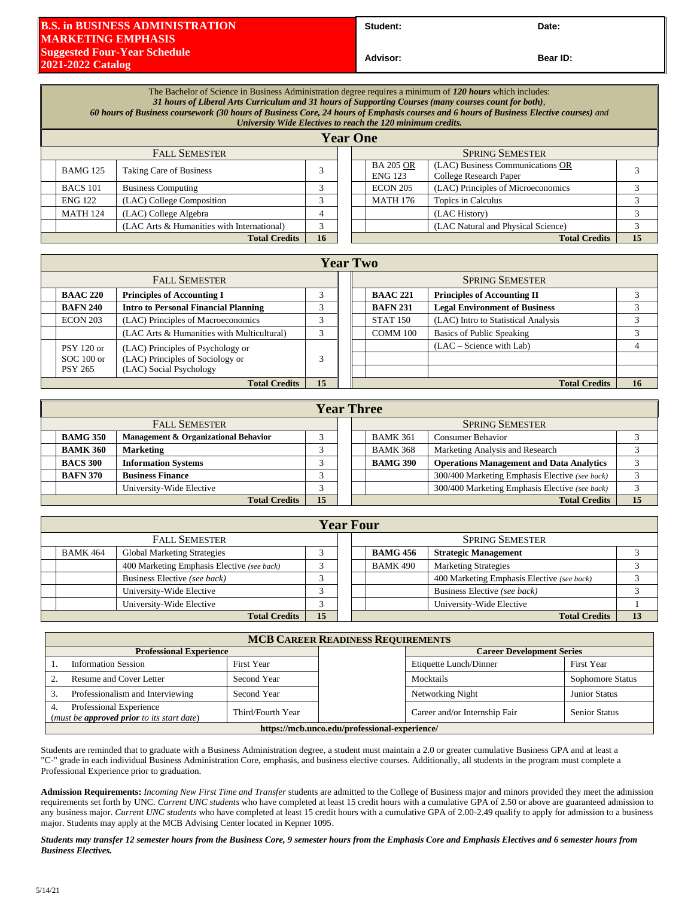# B.S. in BUSINESS ADMINISTRATION MARKETING EMPHASIS
## Suggested Four-Year Schedule 2021-2022 Catalog

**Student:** | **Date:**

**Advisor:** | **Bear ID:**

The Bachelor of Science in Business Administration degree requires a minimum of ***120 hours*** which includes:
***31 hours of Liberal Arts Curriculum and 31 hours of Supporting Courses (many courses count for both)***,
***60 hours of Business coursework (30 hours of Business Core, 24 hours of Emphasis courses and 6 hours of Business Elective courses)*** *and*
***University Wide Electives to reach the 120 minimum credits.***

## Year One

| | FALL SEMESTER | | | | | SPRING SEMESTER | |
|---|---|---|---|---|---|---|---|
| | BAMG 125 | Taking Care of Business | 3 | | BA 205 OR ENG 123 | (LAC) Business Communications OR College Research Paper | 3 |
| | BACS 101 | Business Computing | 3 | | ECON 205 | (LAC) Principles of Microeconomics | 3 |
| | ENG 122 | (LAC) College Composition | 3 | | MATH 176 | Topics in Calculus | 3 |
| | MATH 124 | (LAC) College Algebra | 4 | | | (LAC History) | 3 |
| | | (LAC Arts & Humanities with International) | 3 | | | (LAC Natural and Physical Science) | 3 |
| | | **Total Credits** | **16** | | | **Total Credits** | **15** |

## Year Two

| | FALL SEMESTER | | | | | SPRING SEMESTER | |
|---|---|---|---|---|---|---|---|
| | **BAAC 220** | **Principles of Accounting I** | 3 | | **BAAC 221** | **Principles of Accounting II** | 3 |
| | **BAFN 240** | **Intro to Personal Financial Planning** | 3 | | **BAFN 231** | **Legal Environment of Business** | 3 |
| | ECON 203 | (LAC) Principles of Macroeconomics | 3 | | STAT 150 | (LAC) Intro to Statistical Analysis | 3 |
| | | (LAC Arts & Humanities with Multicultural) | 3 | | COMM 100 | Basics of Public Speaking | 3 |
| | PSY 120 or SOC 100 or PSY 265 | (LAC) Principles of Psychology or (LAC) Principles of Sociology or (LAC) Social Psychology | 3 | | | (LAC – Science with Lab) | 4 |
| | | **Total Credits** | **15** | | | **Total Credits** | **16** |

## Year Three

| | FALL SEMESTER | | | | | SPRING SEMESTER | |
|---|---|---|---|---|---|---|---|
| | **BAMG 350** | **Management & Organizational Behavior** | 3 | | BAMK 361 | Consumer Behavior | 3 |
| | **BAMK 360** | **Marketing** | 3 | | BAMK 368 | Marketing Analysis and Research | 3 |
| | **BACS 300** | **Information Systems** | 3 | | **BAMG 390** | **Operations Management and Data Analytics** | 3 |
| | **BAFN 370** | **Business Finance** | 3 | | | 300/400 Marketing Emphasis Elective *(see back)* | 3 |
| | | University-Wide Elective | 3 | | | 300/400 Marketing Emphasis Elective *(see back)* | 3 |
| | | **Total Credits** | **15** | | | **Total Credits** | **15** |

## Year Four

| | FALL SEMESTER | | | | | SPRING SEMESTER | |
|---|---|---|---|---|---|---|---|
| | BAMK 464 | Global Marketing Strategies | 3 | | **BAMG 456** | **Strategic Management** | 3 |
| | | 400 Marketing Emphasis Elective *(see back)* | 3 | | BAMK 490 | Marketing Strategies | 3 |
| | | Business Elective *(see back)* | 3 | | | 400 Marketing Emphasis Elective *(see back)* | 3 |
| | | University-Wide Elective | 3 | | | Business Elective *(see back)* | 3 |
| | | University-Wide Elective | 3 | | | University-Wide Elective | 1 |
| | | **Total Credits** | **15** | | | **Total Credits** | **13** |

## MCB CAREER READINESS REQUIREMENTS

| **Professional Experience** | | | **Career Development Series** | |
|---|---|---|---|---|
| 1. Information Session | First Year | | Etiquette Lunch/Dinner | First Year |
| 2. Resume and Cover Letter | Second Year | | Mocktails | Sophomore Status |
| 3. Professionalism and Interviewing | Second Year | | Networking Night | Junior Status |
| 4. Professional Experience (*must be **approved prior** to its start date*) | Third/Fourth Year | | Career and/or Internship Fair | Senior Status |

**https://mcb.unco.edu/professional-experience/**

Students are reminded that to graduate with a Business Administration degree, a student must maintain a 2.0 or greater cumulative Business GPA and at least a "C-" grade in each individual Business Administration Core, emphasis, and business elective courses. Additionally, all students in the program must complete a Professional Experience prior to graduation.

**Admission Requirements:** *Incoming New First Time and Transfer* students are admitted to the College of Business major and minors provided they meet the admission requirements set forth by UNC. *Current UNC students* who have completed at least 15 credit hours with a cumulative GPA of 2.50 or above are guaranteed admission to any business major. *Current UNC students* who have completed at least 15 credit hours with a cumulative GPA of 2.00-2.49 qualify to apply for admission to a business major. Students may apply at the MCB Advising Center located in Kepner 1095.

***Students may transfer 12 semester hours from the Business Core, 9 semester hours from the Emphasis Core and Emphasis Electives and 6 semester hours from Business Electives.***

5/14/21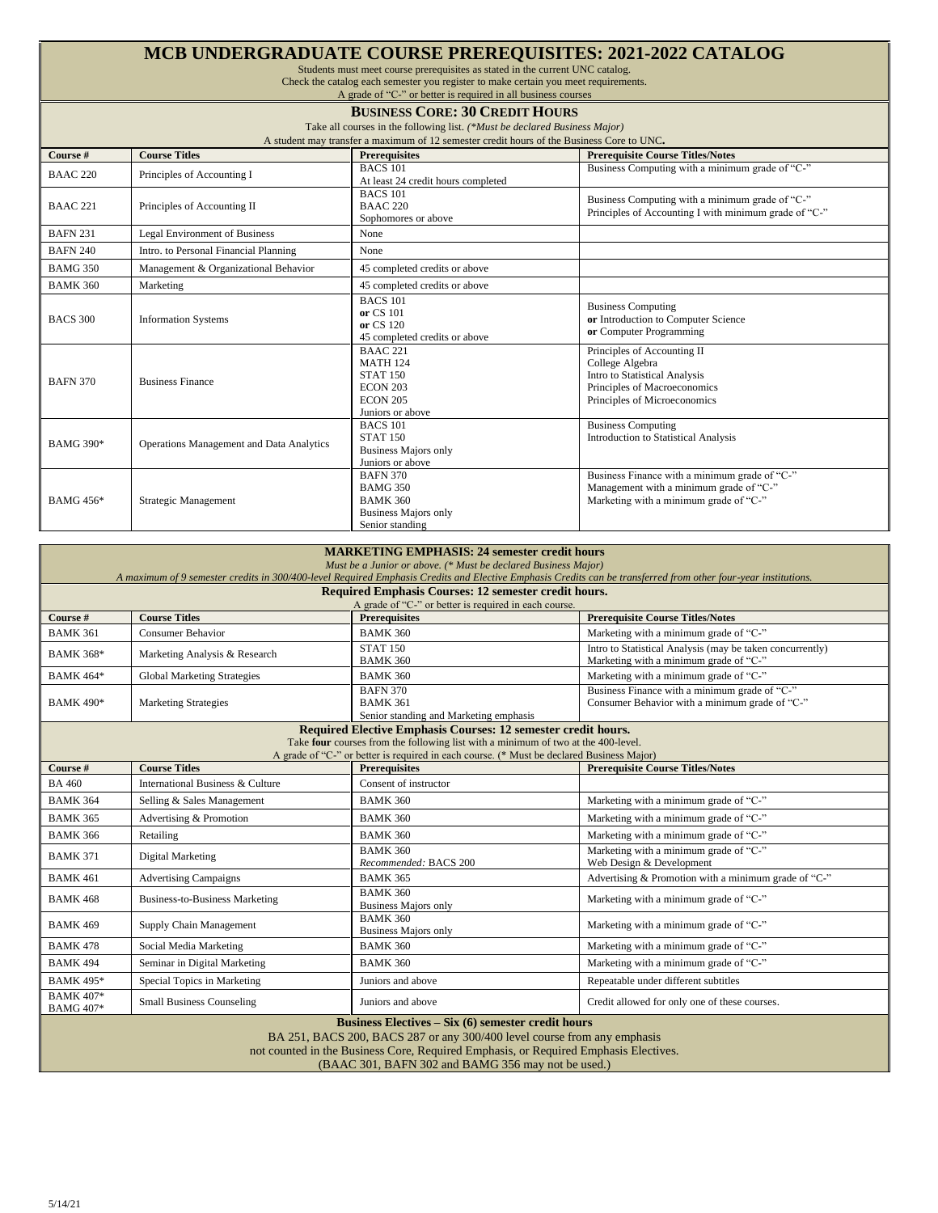# MCB UNDERGRADUATE COURSE PREREQUISITES: 2021-2022 CATALOG

Students must meet course prerequisites as stated in the current UNC catalog.
Check the catalog each semester you register to make certain you meet requirements.
A grade of "C-" or better is required in all business courses

## BUSINESS CORE: 30 CREDIT HOURS

Take all courses in the following list. *(*Must be declared Business Major)*
A student may transfer a maximum of 12 semester credit hours of the Business Core to UNC**.**

| Course # | Course Titles | Prerequisites | Prerequisite Course Titles/Notes |
|---|---|---|---|
| BAAC 220 | Principles of Accounting I | BACS 101<br>At least 24 credit hours completed | Business Computing with a minimum grade of "C-" |
| BAAC 221 | Principles of Accounting II | BACS 101<br>BAAC 220<br>Sophomores or above | Business Computing with a minimum grade of "C-"<br>Principles of Accounting I with minimum grade of "C-" |
| BAFN 231 | Legal Environment of Business | None | |
| BAFN 240 | Intro. to Personal Financial Planning | None | |
| BAMG 350 | Management & Organizational Behavior | 45 completed credits or above | |
| BAMK 360 | Marketing | 45 completed credits or above | |
| BACS 300 | Information Systems | BACS 101<br>**or** CS 101<br>**or** CS 120<br>45 completed credits or above | Business Computing<br>**or** Introduction to Computer Science<br>**or** Computer Programming |
| BAFN 370 | Business Finance | BAAC 221<br>MATH 124<br>STAT 150<br>ECON 203<br>ECON 205<br>Juniors or above | Principles of Accounting II<br>College Algebra<br>Intro to Statistical Analysis<br>Principles of Macroeconomics<br>Principles of Microeconomics |
| BAMG 390* | Operations Management and Data Analytics | BACS 101<br>STAT 150<br>Business Majors only<br>Juniors or above | Business Computing<br>Introduction to Statistical Analysis |
| BAMG 456* | Strategic Management | BAFN 370<br>BAMG 350<br>BAMK 360<br>Business Majors only<br>Senior standing | Business Finance with a minimum grade of "C-"<br>Management with a minimum grade of "C-"<br>Marketing with a minimum grade of "C-" |

## MARKETING EMPHASIS: 24 semester credit hours

*Must be a Junior or above. (* Must be declared Business Major)*
*A maximum of 9 semester credits in 300/400-level Required Emphasis Credits and Elective Emphasis Credits can be transferred from other four-year institutions.*

### Required Emphasis Courses: 12 semester credit hours.

A grade of "C-" or better is required in each course.

| Course # | Course Titles | Prerequisites | Prerequisite Course Titles/Notes |
|---|---|---|---|
| BAMK 361 | Consumer Behavior | BAMK 360 | Marketing with a minimum grade of "C-" |
| BAMK 368* | Marketing Analysis & Research | STAT 150<br>BAMK 360 | Intro to Statistical Analysis (may be taken concurrently)<br>Marketing with a minimum grade of "C-" |
| BAMK 464* | Global Marketing Strategies | BAMK 360 | Marketing with a minimum grade of "C-" |
| BAMK 490* | Marketing Strategies | BAFN 370<br>BAMK 361<br>Senior standing and Marketing emphasis | Business Finance with a minimum grade of "C-"<br>Consumer Behavior with a minimum grade of "C-" |

### Required Elective Emphasis Courses: 12 semester credit hours.

Take **four** courses from the following list with a minimum of two at the 400-level.
A grade of "C-" or better is required in each course. (* Must be declared Business Major)

| Course # | Course Titles | Prerequisites | Prerequisite Course Titles/Notes |
|---|---|---|---|
| BA 460 | International Business & Culture | Consent of instructor | |
| BAMK 364 | Selling & Sales Management | BAMK 360 | Marketing with a minimum grade of "C-" |
| BAMK 365 | Advertising & Promotion | BAMK 360 | Marketing with a minimum grade of "C-" |
| BAMK 366 | Retailing | BAMK 360 | Marketing with a minimum grade of "C-" |
| BAMK 371 | Digital Marketing | BAMK 360<br>*Recommended:* BACS 200 | Marketing with a minimum grade of "C-"<br>Web Design & Development |
| BAMK 461 | Advertising Campaigns | BAMK 365 | Advertising & Promotion with a minimum grade of "C-" |
| BAMK 468 | Business-to-Business Marketing | BAMK 360<br>Business Majors only | Marketing with a minimum grade of "C-" |
| BAMK 469 | Supply Chain Management | BAMK 360<br>Business Majors only | Marketing with a minimum grade of "C-" |
| BAMK 478 | Social Media Marketing | BAMK 360 | Marketing with a minimum grade of "C-" |
| BAMK 494 | Seminar in Digital Marketing | BAMK 360 | Marketing with a minimum grade of "C-" |
| BAMK 495* | Special Topics in Marketing | Juniors and above | Repeatable under different subtitles |
| BAMK 407*<br>BAMG 407* | Small Business Counseling | Juniors and above | Credit allowed for only one of these courses. |

### Business Electives – Six (6) semester credit hours

BA 251, BACS 200, BACS 287 or any 300/400 level course from any emphasis
not counted in the Business Core, Required Emphasis, or Required Emphasis Electives.
(BAAC 301, BAFN 302 and BAMG 356 may not be used.)

5/14/21